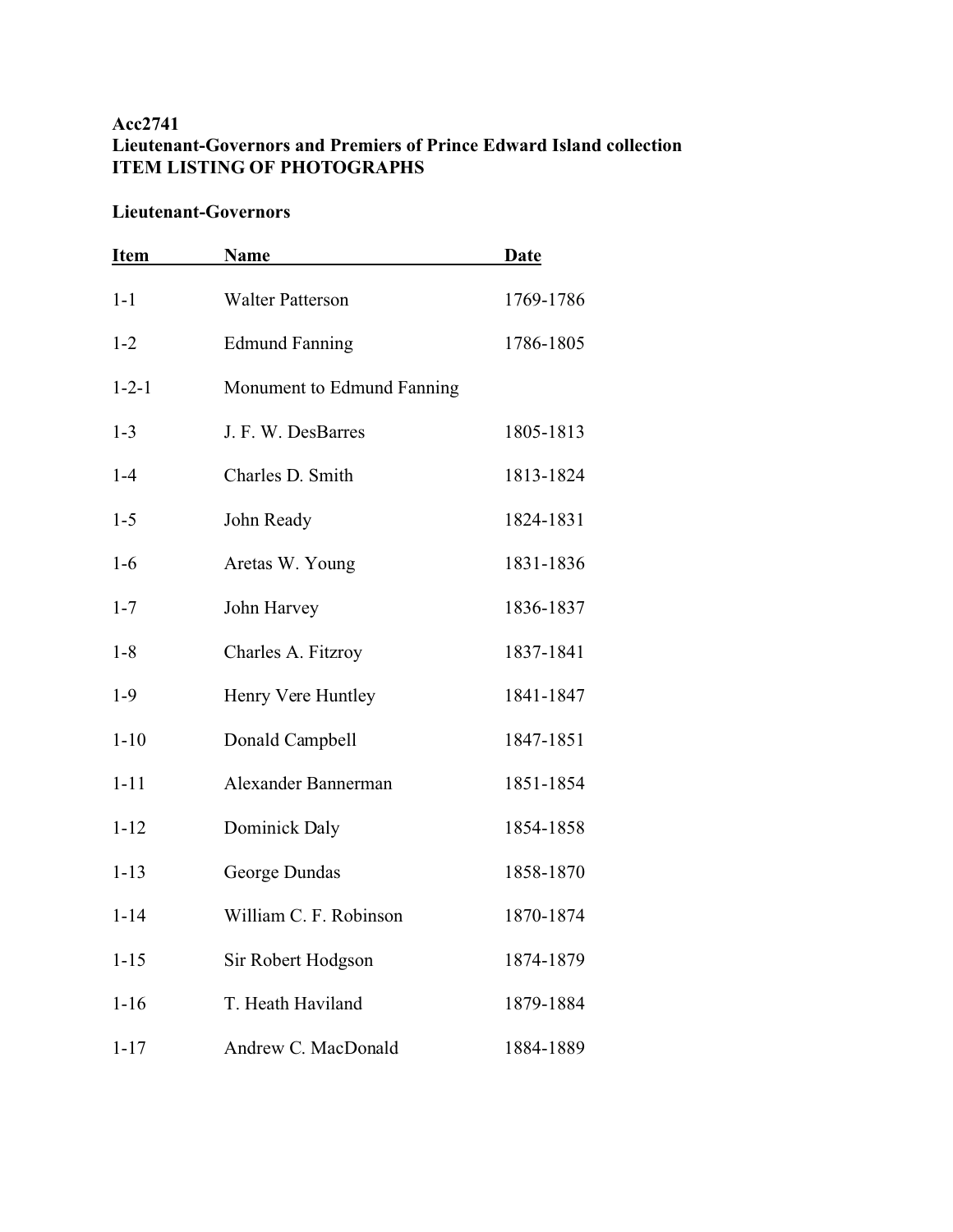**Acc2741**
**Lieutenant-Governors and Premiers of Prince Edward Island collection**
**ITEM LISTING OF PHOTOGRAPHS**

## Lieutenant-Governors

| Item | Name | Date |
|---|---|---|
| 1-1 | Walter Patterson | 1769-1786 |
| 1-2 | Edmund Fanning | 1786-1805 |
| 1-2-1 | Monument to Edmund Fanning | |
| 1-3 | J. F. W. DesBarres | 1805-1813 |
| 1-4 | Charles D. Smith | 1813-1824 |
| 1-5 | John Ready | 1824-1831 |
| 1-6 | Aretas W. Young | 1831-1836 |
| 1-7 | John Harvey | 1836-1837 |
| 1-8 | Charles A. Fitzroy | 1837-1841 |
| 1-9 | Henry Vere Huntley | 1841-1847 |
| 1-10 | Donald Campbell | 1847-1851 |
| 1-11 | Alexander Bannerman | 1851-1854 |
| 1-12 | Dominick Daly | 1854-1858 |
| 1-13 | George Dundas | 1858-1870 |
| 1-14 | William C. F. Robinson | 1870-1874 |
| 1-15 | Sir Robert Hodgson | 1874-1879 |
| 1-16 | T. Heath Haviland | 1879-1884 |
| 1-17 | Andrew C. MacDonald | 1884-1889 |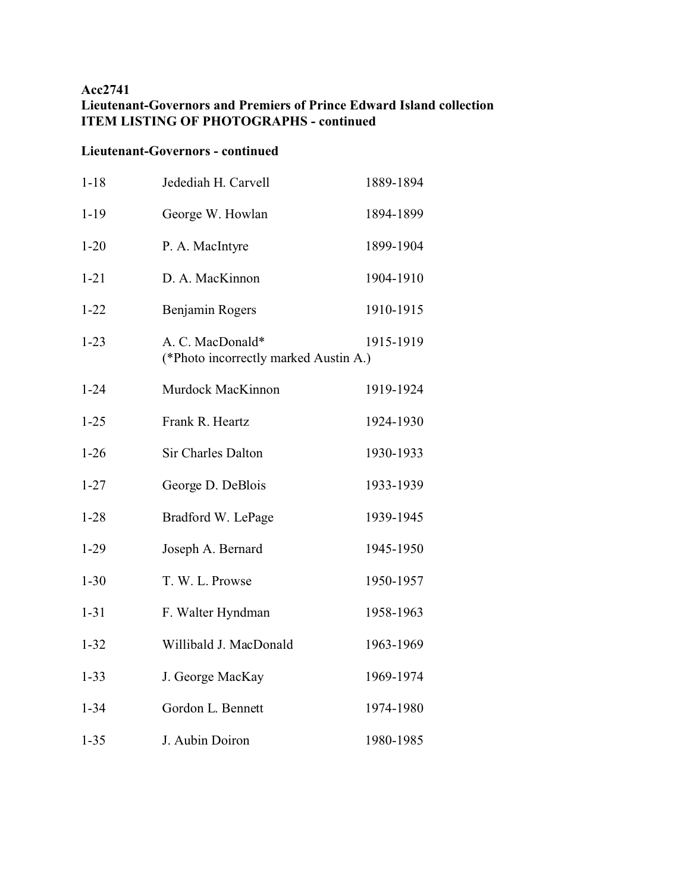**Acc2741**
**Lieutenant-Governors and Premiers of Prince Edward Island collection**
**ITEM LISTING OF PHOTOGRAPHS - continued**

**Lieutenant-Governors - continued**

| | | |
|---|---|---|
| 1-18 | Jedediah H. Carvell | 1889-1894 |
| 1-19 | George W. Howlan | 1894-1899 |
| 1-20 | P. A. MacIntyre | 1899-1904 |
| 1-21 | D. A. MacKinnon | 1904-1910 |
| 1-22 | Benjamin Rogers | 1910-1915 |
| 1-23 | A. C. MacDonald* (*Photo incorrectly marked Austin A.) | 1915-1919 |
| 1-24 | Murdock MacKinnon | 1919-1924 |
| 1-25 | Frank R. Heartz | 1924-1930 |
| 1-26 | Sir Charles Dalton | 1930-1933 |
| 1-27 | George D. DeBlois | 1933-1939 |
| 1-28 | Bradford W. LePage | 1939-1945 |
| 1-29 | Joseph A. Bernard | 1945-1950 |
| 1-30 | T. W. L. Prowse | 1950-1957 |
| 1-31 | F. Walter Hyndman | 1958-1963 |
| 1-32 | Willibald J. MacDonald | 1963-1969 |
| 1-33 | J. George MacKay | 1969-1974 |
| 1-34 | Gordon L. Bennett | 1974-1980 |
| 1-35 | J. Aubin Doiron | 1980-1985 |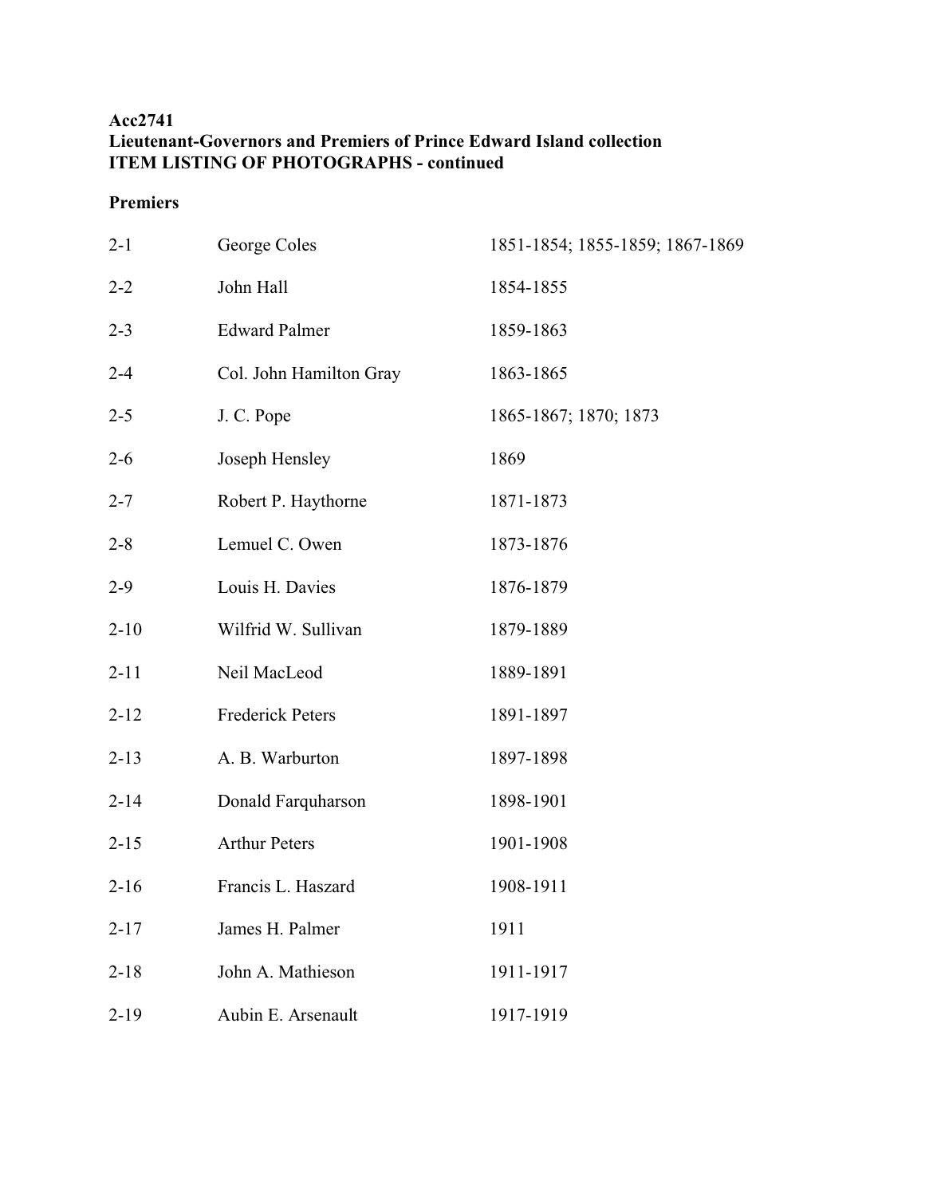**Acc2741**
**Lieutenant-Governors and Premiers of Prince Edward Island collection**
**ITEM LISTING OF PHOTOGRAPHS - continued**

**Premiers**

| | | |
|---|---|---|
| 2-1 | George Coles | 1851-1854; 1855-1859; 1867-1869 |
| 2-2 | John Hall | 1854-1855 |
| 2-3 | Edward Palmer | 1859-1863 |
| 2-4 | Col. John Hamilton Gray | 1863-1865 |
| 2-5 | J. C. Pope | 1865-1867; 1870; 1873 |
| 2-6 | Joseph Hensley | 1869 |
| 2-7 | Robert P. Haythorne | 1871-1873 |
| 2-8 | Lemuel C. Owen | 1873-1876 |
| 2-9 | Louis H. Davies | 1876-1879 |
| 2-10 | Wilfrid W. Sullivan | 1879-1889 |
| 2-11 | Neil MacLeod | 1889-1891 |
| 2-12 | Frederick Peters | 1891-1897 |
| 2-13 | A. B. Warburton | 1897-1898 |
| 2-14 | Donald Farquharson | 1898-1901 |
| 2-15 | Arthur Peters | 1901-1908 |
| 2-16 | Francis L. Haszard | 1908-1911 |
| 2-17 | James H. Palmer | 1911 |
| 2-18 | John A. Mathieson | 1911-1917 |
| 2-19 | Aubin E. Arsenault | 1917-1919 |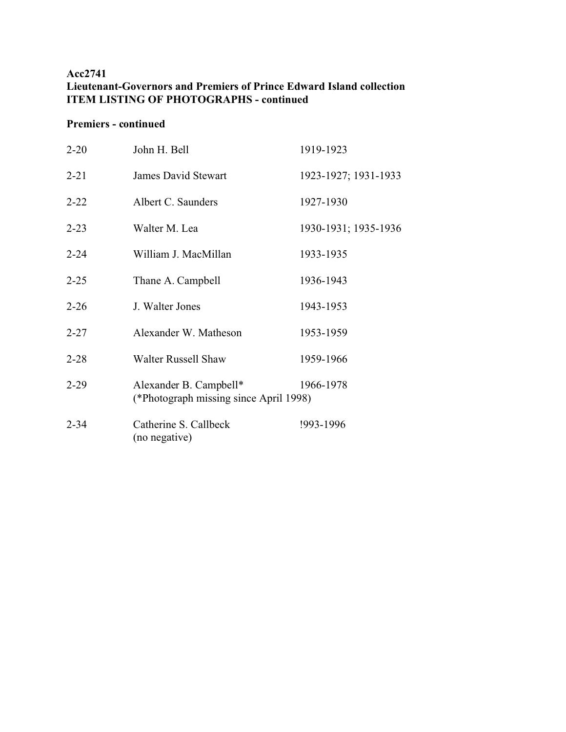**Acc2741**
**Lieutenant-Governors and Premiers of Prince Edward Island collection**
**ITEM LISTING OF PHOTOGRAPHS - continued**

**Premiers - continued**

| | | |
|---|---|---|
| 2-20 | John H. Bell | 1919-1923 |
| 2-21 | James David Stewart | 1923-1927; 1931-1933 |
| 2-22 | Albert C. Saunders | 1927-1930 |
| 2-23 | Walter M. Lea | 1930-1931; 1935-1936 |
| 2-24 | William J. MacMillan | 1933-1935 |
| 2-25 | Thane A. Campbell | 1936-1943 |
| 2-26 | J. Walter Jones | 1943-1953 |
| 2-27 | Alexander W. Matheson | 1953-1959 |
| 2-28 | Walter Russell Shaw | 1959-1966 |
| 2-29 | Alexander B. Campbell* (*Photograph missing since April 1998) | 1966-1978 |
| 2-34 | Catherine S. Callbeck (no negative) | !993-1996 |